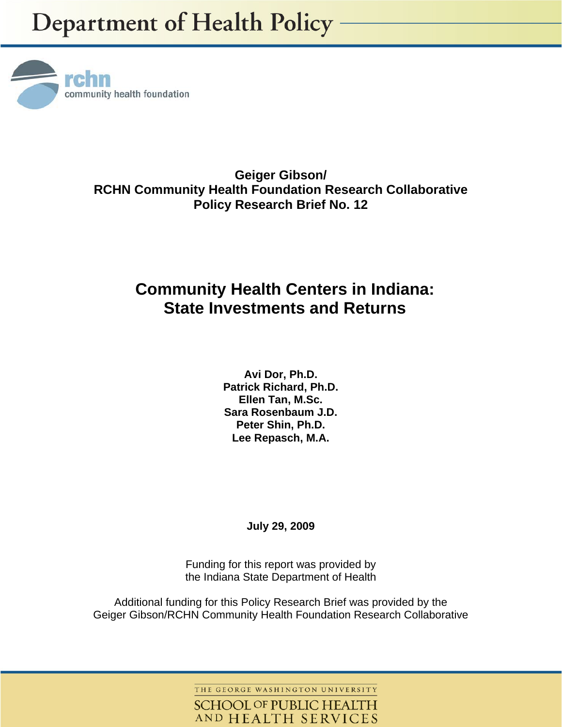Department of Health Policy

rchn
community health foundation

**Geiger Gibson/**
**RCHN Community Health Foundation Research Collaborative**
**Policy Research Brief No. 12**

# Community Health Centers in Indiana: State Investments and Returns

**Avi Dor, Ph.D.**
**Patrick Richard, Ph.D.**
**Ellen Tan, M.Sc.**
**Sara Rosenbaum J.D.**
**Peter Shin, Ph.D.**
**Lee Repasch, M.A.**

**July 29, 2009**

Funding for this report was provided by
the Indiana State Department of Health

Additional funding for this Policy Research Brief was provided by the
Geiger Gibson/RCHN Community Health Foundation Research Collaborative

THE GEORGE WASHINGTON UNIVERSITY
SCHOOL OF PUBLIC HEALTH
AND HEALTH SERVICES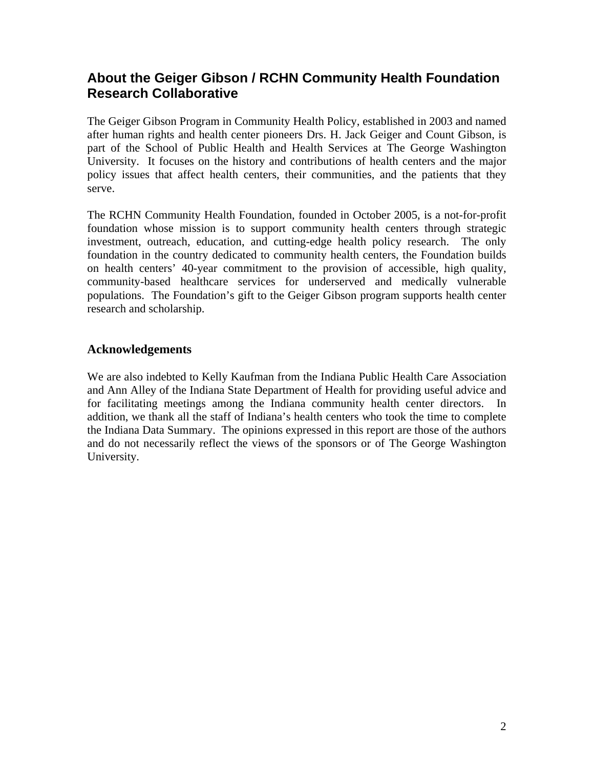## About the Geiger Gibson / RCHN Community Health Foundation Research Collaborative

The Geiger Gibson Program in Community Health Policy, established in 2003 and named after human rights and health center pioneers Drs. H. Jack Geiger and Count Gibson, is part of the School of Public Health and Health Services at The George Washington University. It focuses on the history and contributions of health centers and the major policy issues that affect health centers, their communities, and the patients that they serve.

The RCHN Community Health Foundation, founded in October 2005, is a not-for-profit foundation whose mission is to support community health centers through strategic investment, outreach, education, and cutting-edge health policy research. The only foundation in the country dedicated to community health centers, the Foundation builds on health centers' 40-year commitment to the provision of accessible, high quality, community-based healthcare services for underserved and medically vulnerable populations. The Foundation's gift to the Geiger Gibson program supports health center research and scholarship.

### Acknowledgements

We are also indebted to Kelly Kaufman from the Indiana Public Health Care Association and Ann Alley of the Indiana State Department of Health for providing useful advice and for facilitating meetings among the Indiana community health center directors. In addition, we thank all the staff of Indiana's health centers who took the time to complete the Indiana Data Summary. The opinions expressed in this report are those of the authors and do not necessarily reflect the views of the sponsors or of The George Washington University.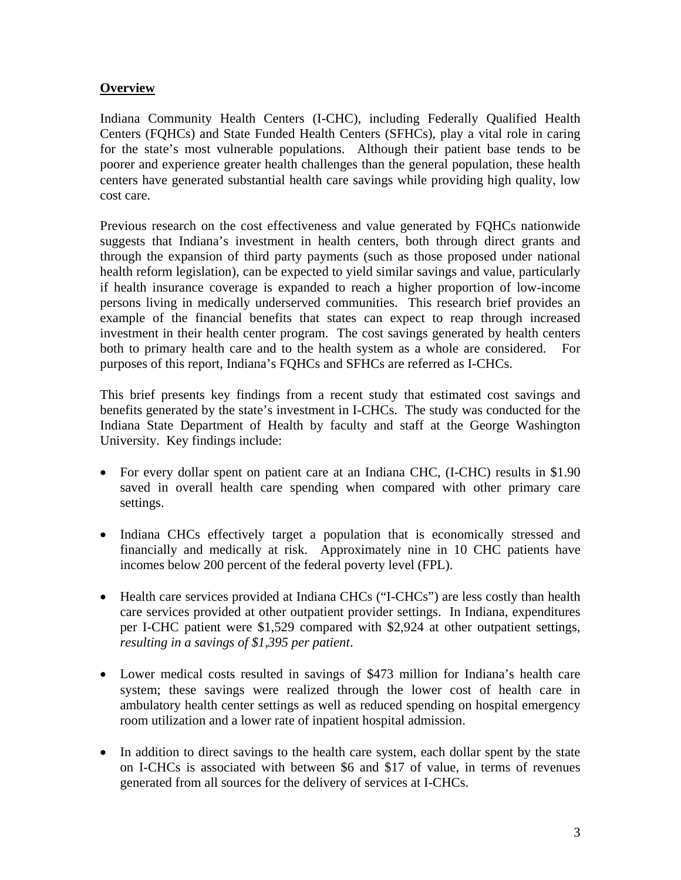## **Overview**

Indiana Community Health Centers (I-CHC), including Federally Qualified Health Centers (FQHCs) and State Funded Health Centers (SFHCs), play a vital role in caring for the state's most vulnerable populations. Although their patient base tends to be poorer and experience greater health challenges than the general population, these health centers have generated substantial health care savings while providing high quality, low cost care.

Previous research on the cost effectiveness and value generated by FQHCs nationwide suggests that Indiana's investment in health centers, both through direct grants and through the expansion of third party payments (such as those proposed under national health reform legislation), can be expected to yield similar savings and value, particularly if health insurance coverage is expanded to reach a higher proportion of low-income persons living in medically underserved communities. This research brief provides an example of the financial benefits that states can expect to reap through increased investment in their health center program. The cost savings generated by health centers both to primary health care and to the health system as a whole are considered. For purposes of this report, Indiana's FQHCs and SFHCs are referred as I-CHCs.

This brief presents key findings from a recent study that estimated cost savings and benefits generated by the state's investment in I-CHCs. The study was conducted for the Indiana State Department of Health by faculty and staff at the George Washington University. Key findings include:

- For every dollar spent on patient care at an Indiana CHC, (I-CHC) results in $1.90 saved in overall health care spending when compared with other primary care settings.

- Indiana CHCs effectively target a population that is economically stressed and financially and medically at risk. Approximately nine in 10 CHC patients have incomes below 200 percent of the federal poverty level (FPL).

- Health care services provided at Indiana CHCs ("I-CHCs") are less costly than health care services provided at other outpatient provider settings. In Indiana, expenditures per I-CHC patient were $1,529 compared with $2,924 at other outpatient settings, *resulting in a savings of $1,395 per patient*.

- Lower medical costs resulted in savings of $473 million for Indiana's health care system; these savings were realized through the lower cost of health care in ambulatory health center settings as well as reduced spending on hospital emergency room utilization and a lower rate of inpatient hospital admission.

- In addition to direct savings to the health care system, each dollar spent by the state on I-CHCs is associated with between $6 and $17 of value, in terms of revenues generated from all sources for the delivery of services at I-CHCs.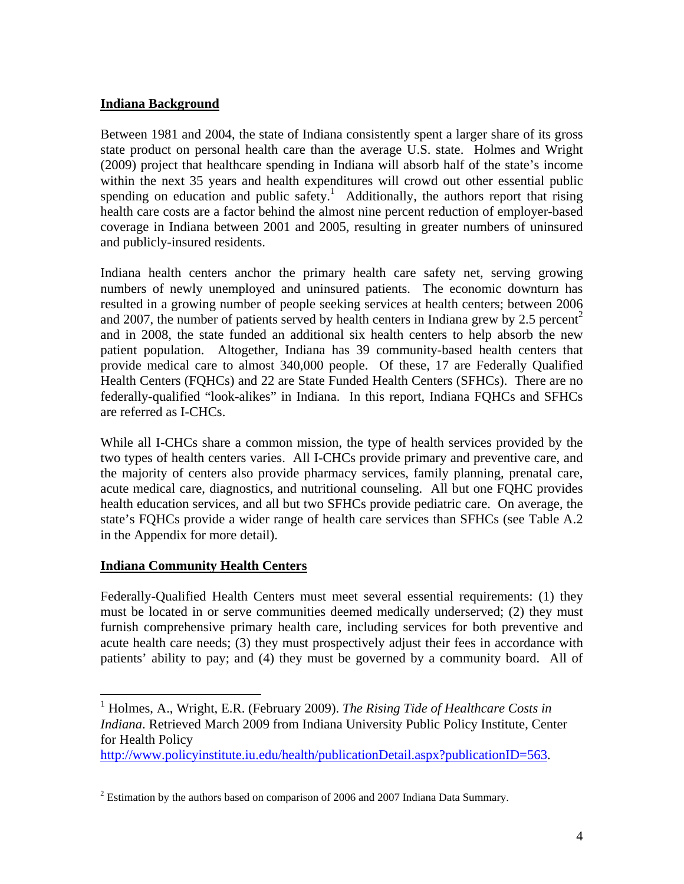**Indiana Background**

Between 1981 and 2004, the state of Indiana consistently spent a larger share of its gross state product on personal health care than the average U.S. state. Holmes and Wright (2009) project that healthcare spending in Indiana will absorb half of the state's income within the next 35 years and health expenditures will crowd out other essential public spending on education and public safety.[1] Additionally, the authors report that rising health care costs are a factor behind the almost nine percent reduction of employer-based coverage in Indiana between 2001 and 2005, resulting in greater numbers of uninsured and publicly-insured residents.

Indiana health centers anchor the primary health care safety net, serving growing numbers of newly unemployed and uninsured patients. The economic downturn has resulted in a growing number of people seeking services at health centers; between 2006 and 2007, the number of patients served by health centers in Indiana grew by 2.5 percent[2] and in 2008, the state funded an additional six health centers to help absorb the new patient population. Altogether, Indiana has 39 community-based health centers that provide medical care to almost 340,000 people. Of these, 17 are Federally Qualified Health Centers (FQHCs) and 22 are State Funded Health Centers (SFHCs). There are no federally-qualified "look-alikes" in Indiana. In this report, Indiana FQHCs and SFHCs are referred as I-CHCs.

While all I-CHCs share a common mission, the type of health services provided by the two types of health centers varies. All I-CHCs provide primary and preventive care, and the majority of centers also provide pharmacy services, family planning, prenatal care, acute medical care, diagnostics, and nutritional counseling. All but one FQHC provides health education services, and all but two SFHCs provide pediatric care. On average, the state's FQHCs provide a wider range of health care services than SFHCs (see Table A.2 in the Appendix for more detail).

**Indiana Community Health Centers**

Federally-Qualified Health Centers must meet several essential requirements: (1) they must be located in or serve communities deemed medically underserved; (2) they must furnish comprehensive primary health care, including services for both preventive and acute health care needs; (3) they must prospectively adjust their fees in accordance with patients' ability to pay; and (4) they must be governed by a community board. All of

---

[1] Holmes, A., Wright, E.R. (February 2009). *The Rising Tide of Healthcare Costs in Indiana*. Retrieved March 2009 from Indiana University Public Policy Institute, Center for Health Policy http://www.policyinstitute.iu.edu/health/publicationDetail.aspx?publicationID=563.

[2] Estimation by the authors based on comparison of 2006 and 2007 Indiana Data Summary.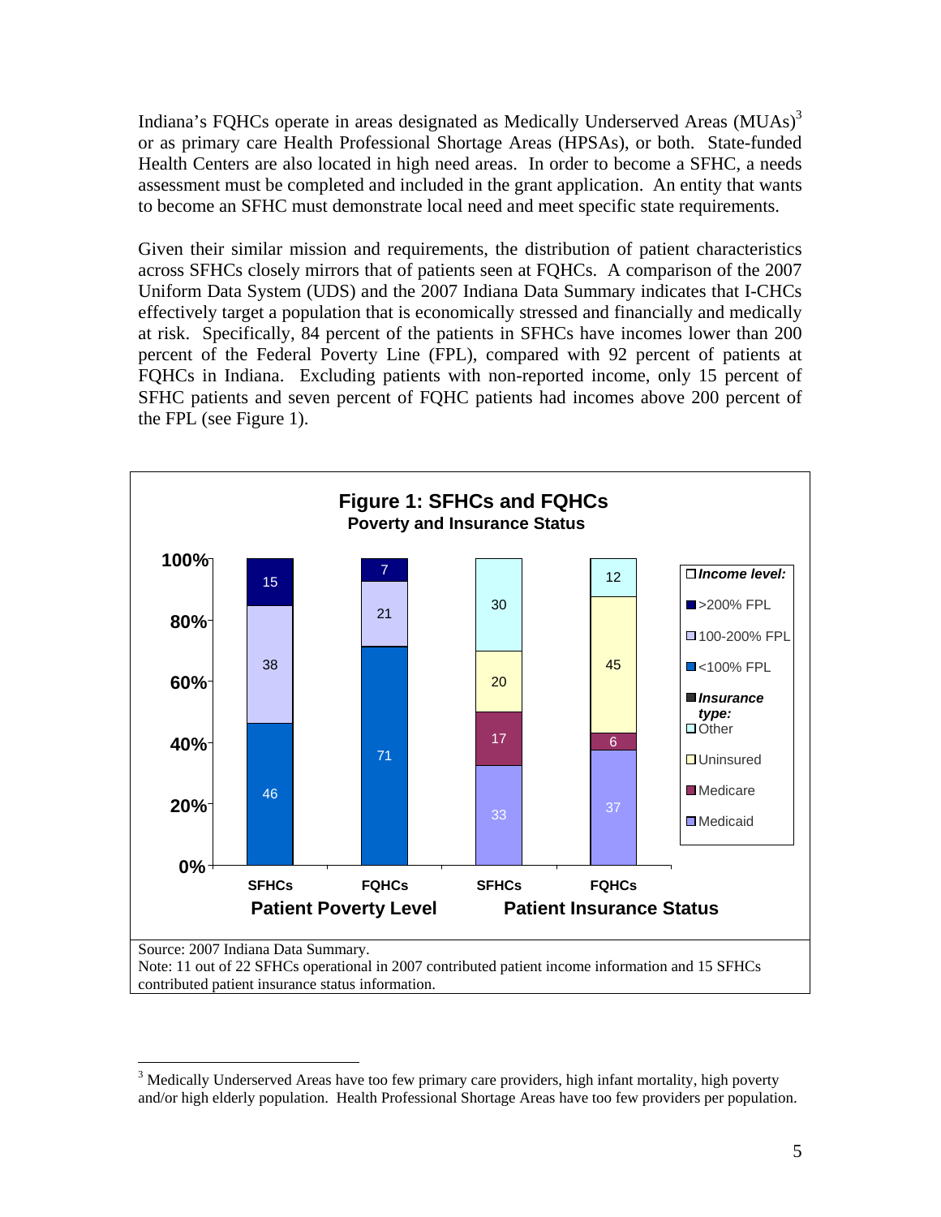Indiana's FQHCs operate in areas designated as Medically Underserved Areas (MUAs)[3] or as primary care Health Professional Shortage Areas (HPSAs), or both. State-funded Health Centers are also located in high need areas. In order to become a SFHC, a needs assessment must be completed and included in the grant application. An entity that wants to become an SFHC must demonstrate local need and meet specific state requirements.

Given their similar mission and requirements, the distribution of patient characteristics across SFHCs closely mirrors that of patients seen at FQHCs. A comparison of the 2007 Uniform Data System (UDS) and the 2007 Indiana Data Summary indicates that I-CHCs effectively target a population that is economically stressed and financially and medically at risk. Specifically, 84 percent of the patients in SFHCs have incomes lower than 200 percent of the Federal Poverty Line (FPL), compared with 92 percent of patients at FQHCs in Indiana. Excluding patients with non-reported income, only 15 percent of SFHC patients and seven percent of FQHC patients had incomes above 200 percent of the FPL (see Figure 1).

**Figure 1: SFHCs and FQHCs**
**Poverty and Insurance Status**

**Patient Poverty Level**

| Income level | SFHCs | FQHCs |
|---|---|---|
| >200% FPL | 15 | 7 |
| 100-200% FPL | 38 | 21 |
| <100% FPL | 46 | 71 |

**Patient Insurance Status**

| Insurance type | SFHCs | FQHCs |
|---|---|---|
| Other | 30 | 12 |
| Uninsured | 20 | 45 |
| Medicare | 17 | 6 |
| Medicaid | 33 | 37 |

Source: 2007 Indiana Data Summary.
Note: 11 out of 22 SFHCs operational in 2007 contributed patient income information and 15 SFHCs contributed patient insurance status information.

[3] Medically Underserved Areas have too few primary care providers, high infant mortality, high poverty and/or high elderly population. Health Professional Shortage Areas have too few providers per population.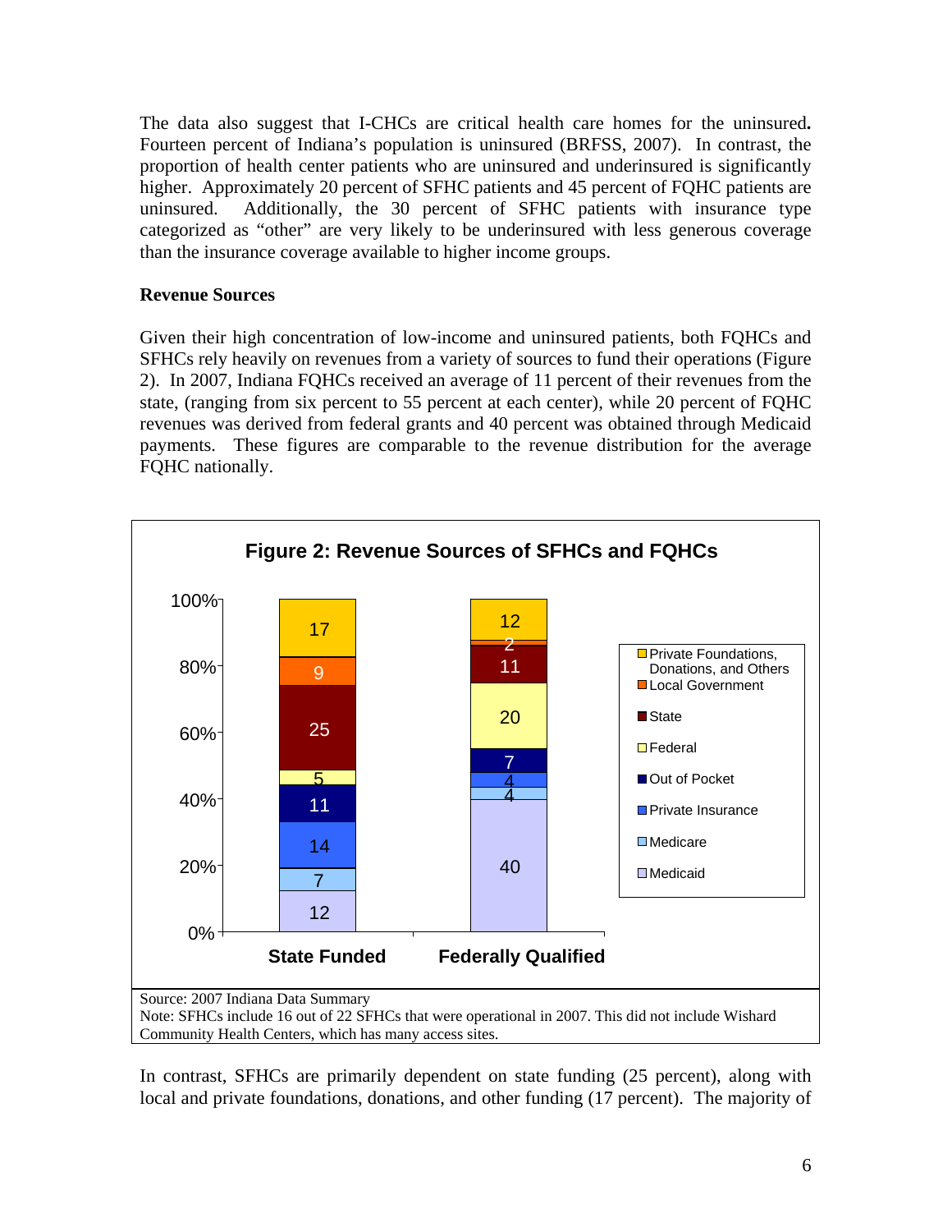The data also suggest that I-CHCs are critical health care homes for the uninsured**.** Fourteen percent of Indiana's population is uninsured (BRFSS, 2007). In contrast, the proportion of health center patients who are uninsured and underinsured is significantly higher. Approximately 20 percent of SFHC patients and 45 percent of FQHC patients are uninsured. Additionally, the 30 percent of SFHC patients with insurance type categorized as "other" are very likely to be underinsured with less generous coverage than the insurance coverage available to higher income groups.

**Revenue Sources**

Given their high concentration of low-income and uninsured patients, both FQHCs and SFHCs rely heavily on revenues from a variety of sources to fund their operations (Figure 2). In 2007, Indiana FQHCs received an average of 11 percent of their revenues from the state, (ranging from six percent to 55 percent at each center), while 20 percent of FQHC revenues was derived from federal grants and 40 percent was obtained through Medicaid payments. These figures are comparable to the revenue distribution for the average FQHC nationally.

**Figure 2: Revenue Sources of SFHCs and FQHCs**

| Revenue Source | State Funded | Federally Qualified |
| --- | --- | --- |
| Private Foundations, Donations, and Others | 17 | 12 |
| Local Government | 9 | 2 |
| State | 25 | 11 |
| Federal | 5 | 20 |
| Out of Pocket | 11 | 7 |
| Private Insurance | 14 | 4 |
| Medicare | 7 | 4 |
| Medicaid | 12 | 40 |

Source: 2007 Indiana Data Summary
Note: SFHCs include 16 out of 22 SFHCs that were operational in 2007. This did not include Wishard Community Health Centers, which has many access sites.

In contrast, SFHCs are primarily dependent on state funding (25 percent), along with local and private foundations, donations, and other funding (17 percent). The majority of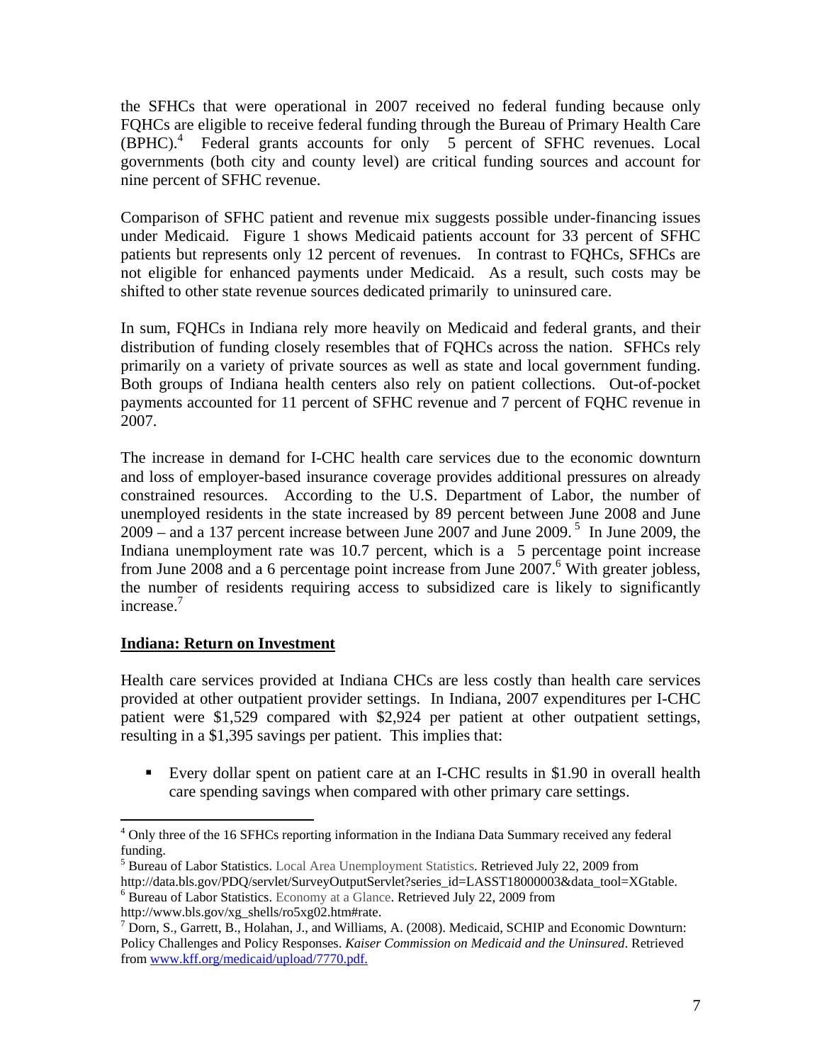the SFHCs that were operational in 2007 received no federal funding because only FQHCs are eligible to receive federal funding through the Bureau of Primary Health Care (BPHC).[4] Federal grants accounts for only 5 percent of SFHC revenues. Local governments (both city and county level) are critical funding sources and account for nine percent of SFHC revenue.

Comparison of SFHC patient and revenue mix suggests possible under-financing issues under Medicaid. Figure 1 shows Medicaid patients account for 33 percent of SFHC patients but represents only 12 percent of revenues. In contrast to FQHCs, SFHCs are not eligible for enhanced payments under Medicaid. As a result, such costs may be shifted to other state revenue sources dedicated primarily to uninsured care.

In sum, FQHCs in Indiana rely more heavily on Medicaid and federal grants, and their distribution of funding closely resembles that of FQHCs across the nation. SFHCs rely primarily on a variety of private sources as well as state and local government funding. Both groups of Indiana health centers also rely on patient collections. Out-of-pocket payments accounted for 11 percent of SFHC revenue and 7 percent of FQHC revenue in 2007.

The increase in demand for I-CHC health care services due to the economic downturn and loss of employer-based insurance coverage provides additional pressures on already constrained resources. According to the U.S. Department of Labor, the number of unemployed residents in the state increased by 89 percent between June 2008 and June 2009 – and a 137 percent increase between June 2007 and June 2009.[5] In June 2009, the Indiana unemployment rate was 10.7 percent, which is a 5 percentage point increase from June 2008 and a 6 percentage point increase from June 2007.[6] With greater jobless, the number of residents requiring access to subsidized care is likely to significantly increase.[7]

## Indiana: Return on Investment

Health care services provided at Indiana CHCs are less costly than health care services provided at other outpatient provider settings. In Indiana, 2007 expenditures per I-CHC patient were $1,529 compared with $2,924 per patient at other outpatient settings, resulting in a $1,395 savings per patient. This implies that:

- Every dollar spent on patient care at an I-CHC results in $1.90 in overall health care spending savings when compared with other primary care settings.

---

[4] Only three of the 16 SFHCs reporting information in the Indiana Data Summary received any federal funding.

[5] Bureau of Labor Statistics. Local Area Unemployment Statistics. Retrieved July 22, 2009 from http://data.bls.gov/PDQ/servlet/SurveyOutputServlet?series_id=LASST18000003&data_tool=XGtable.

[6] Bureau of Labor Statistics. Economy at a Glance. Retrieved July 22, 2009 from http://www.bls.gov/xg_shells/ro5xg02.htm#rate.

[7] Dorn, S., Garrett, B., Holahan, J., and Williams, A. (2008). Medicaid, SCHIP and Economic Downturn: Policy Challenges and Policy Responses. *Kaiser Commission on Medicaid and the Uninsured*. Retrieved from www.kff.org/medicaid/upload/7770.pdf.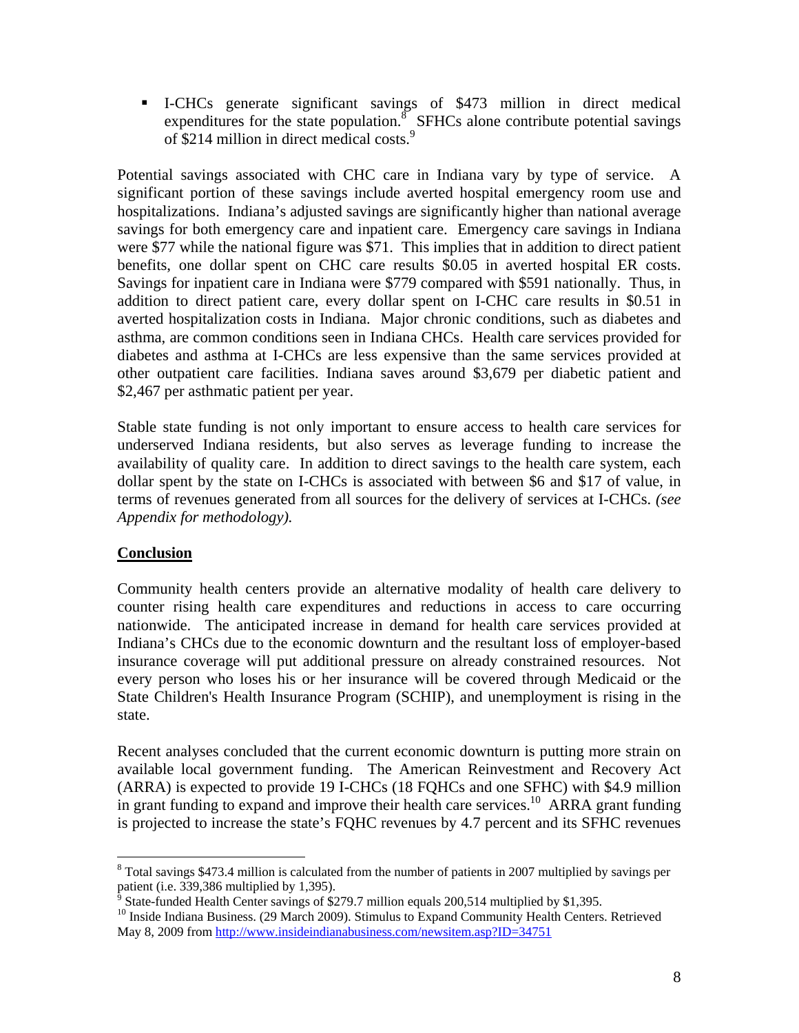- I-CHCs generate significant savings of $473 million in direct medical expenditures for the state population.[8] SFHCs alone contribute potential savings of $214 million in direct medical costs.[9]

Potential savings associated with CHC care in Indiana vary by type of service. A significant portion of these savings include averted hospital emergency room use and hospitalizations. Indiana's adjusted savings are significantly higher than national average savings for both emergency care and inpatient care. Emergency care savings in Indiana were $77 while the national figure was $71. This implies that in addition to direct patient benefits, one dollar spent on CHC care results $0.05 in averted hospital ER costs. Savings for inpatient care in Indiana were $779 compared with $591 nationally. Thus, in addition to direct patient care, every dollar spent on I-CHC care results in $0.51 in averted hospitalization costs in Indiana. Major chronic conditions, such as diabetes and asthma, are common conditions seen in Indiana CHCs. Health care services provided for diabetes and asthma at I-CHCs are less expensive than the same services provided at other outpatient care facilities. Indiana saves around $3,679 per diabetic patient and $2,467 per asthmatic patient per year.

Stable state funding is not only important to ensure access to health care services for underserved Indiana residents, but also serves as leverage funding to increase the availability of quality care. In addition to direct savings to the health care system, each dollar spent by the state on I-CHCs is associated with between $6 and $17 of value, in terms of revenues generated from all sources for the delivery of services at I-CHCs. *(see Appendix for methodology).*

## Conclusion

Community health centers provide an alternative modality of health care delivery to counter rising health care expenditures and reductions in access to care occurring nationwide. The anticipated increase in demand for health care services provided at Indiana's CHCs due to the economic downturn and the resultant loss of employer-based insurance coverage will put additional pressure on already constrained resources. Not every person who loses his or her insurance will be covered through Medicaid or the State Children's Health Insurance Program (SCHIP), and unemployment is rising in the state.

Recent analyses concluded that the current economic downturn is putting more strain on available local government funding. The American Reinvestment and Recovery Act (ARRA) is expected to provide 19 I-CHCs (18 FQHCs and one SFHC) with $4.9 million in grant funding to expand and improve their health care services.[10] ARRA grant funding is projected to increase the state's FQHC revenues by 4.7 percent and its SFHC revenues

---

[8] Total savings $473.4 million is calculated from the number of patients in 2007 multiplied by savings per patient (i.e. 339,386 multiplied by 1,395).

[9] State-funded Health Center savings of $279.7 million equals 200,514 multiplied by $1,395.

[10] Inside Indiana Business. (29 March 2009). Stimulus to Expand Community Health Centers. Retrieved May 8, 2009 from http://www.insideindianabusiness.com/newsitem.asp?ID=34751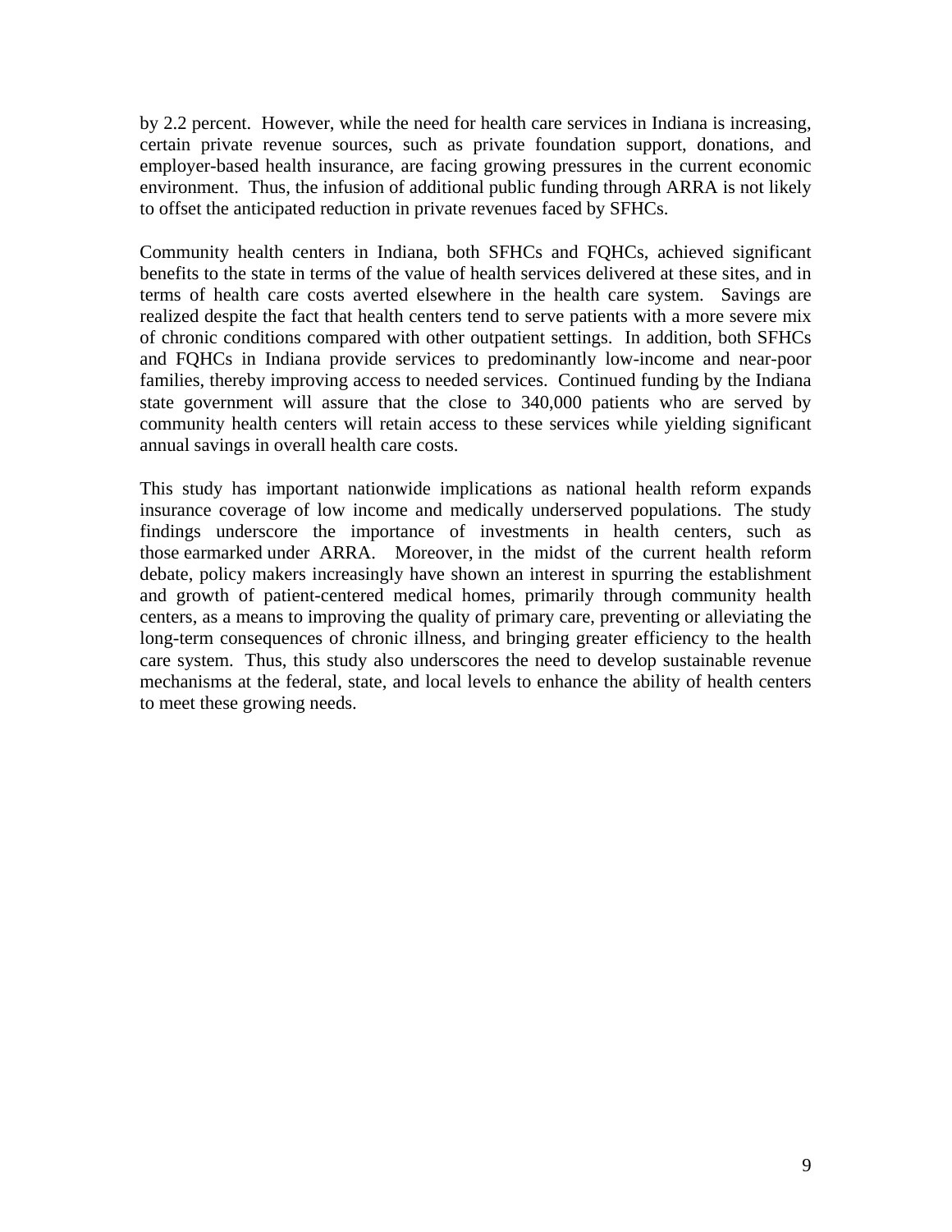by 2.2 percent. However, while the need for health care services in Indiana is increasing, certain private revenue sources, such as private foundation support, donations, and employer-based health insurance, are facing growing pressures in the current economic environment. Thus, the infusion of additional public funding through ARRA is not likely to offset the anticipated reduction in private revenues faced by SFHCs.

Community health centers in Indiana, both SFHCs and FQHCs, achieved significant benefits to the state in terms of the value of health services delivered at these sites, and in terms of health care costs averted elsewhere in the health care system. Savings are realized despite the fact that health centers tend to serve patients with a more severe mix of chronic conditions compared with other outpatient settings. In addition, both SFHCs and FQHCs in Indiana provide services to predominantly low-income and near-poor families, thereby improving access to needed services. Continued funding by the Indiana state government will assure that the close to 340,000 patients who are served by community health centers will retain access to these services while yielding significant annual savings in overall health care costs.

This study has important nationwide implications as national health reform expands insurance coverage of low income and medically underserved populations. The study findings underscore the importance of investments in health centers, such as those earmarked under ARRA. Moreover, in the midst of the current health reform debate, policy makers increasingly have shown an interest in spurring the establishment and growth of patient-centered medical homes, primarily through community health centers, as a means to improving the quality of primary care, preventing or alleviating the long-term consequences of chronic illness, and bringing greater efficiency to the health care system. Thus, this study also underscores the need to develop sustainable revenue mechanisms at the federal, state, and local levels to enhance the ability of health centers to meet these growing needs.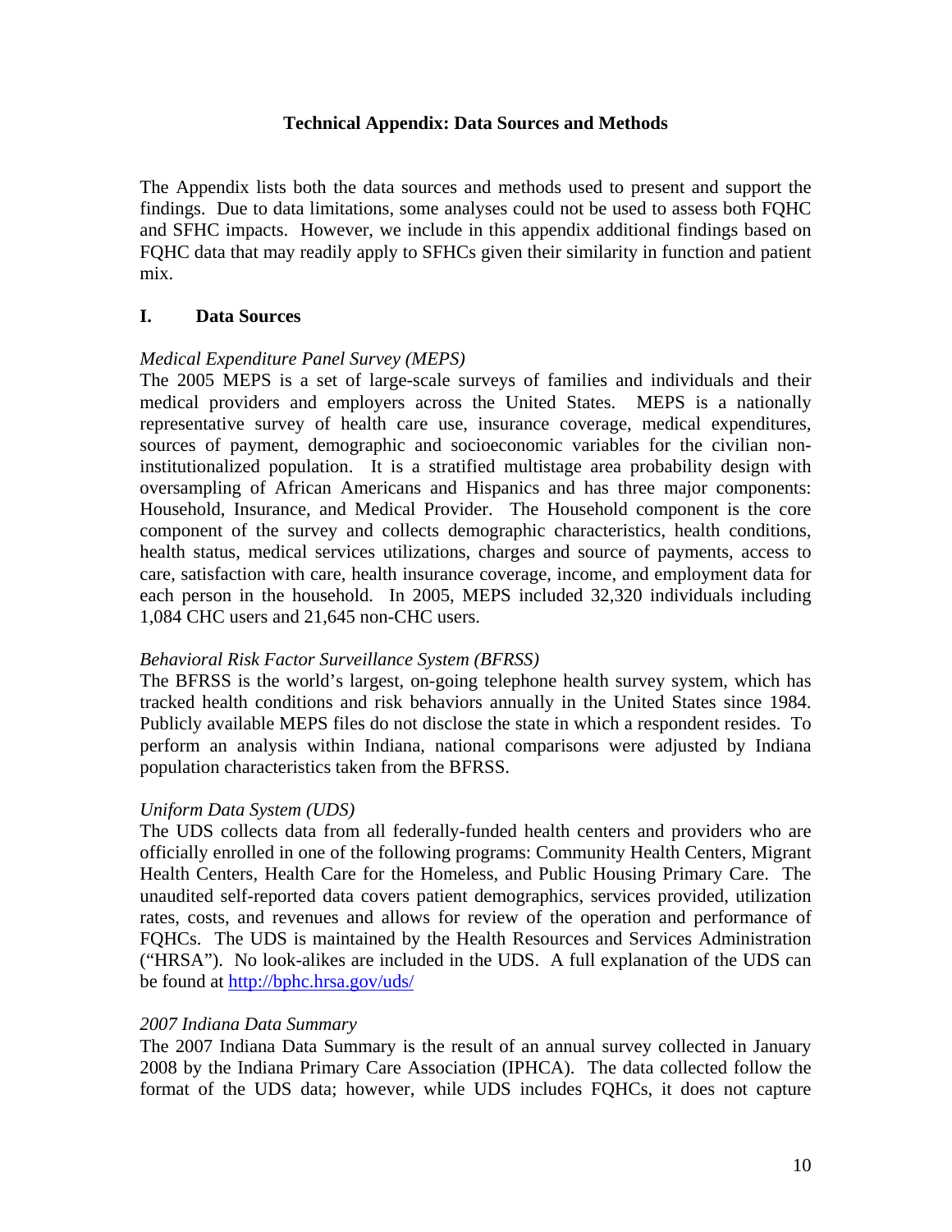## Technical Appendix: Data Sources and Methods

The Appendix lists both the data sources and methods used to present and support the findings. Due to data limitations, some analyses could not be used to assess both FQHC and SFHC impacts. However, we include in this appendix additional findings based on FQHC data that may readily apply to SFHCs given their similarity in function and patient mix.

### I. Data Sources

*Medical Expenditure Panel Survey (MEPS)*

The 2005 MEPS is a set of large-scale surveys of families and individuals and their medical providers and employers across the United States. MEPS is a nationally representative survey of health care use, insurance coverage, medical expenditures, sources of payment, demographic and socioeconomic variables for the civilian non-institutionalized population. It is a stratified multistage area probability design with oversampling of African Americans and Hispanics and has three major components: Household, Insurance, and Medical Provider. The Household component is the core component of the survey and collects demographic characteristics, health conditions, health status, medical services utilizations, charges and source of payments, access to care, satisfaction with care, health insurance coverage, income, and employment data for each person in the household. In 2005, MEPS included 32,320 individuals including 1,084 CHC users and 21,645 non-CHC users.

*Behavioral Risk Factor Surveillance System (BFRSS)*

The BFRSS is the world's largest, on-going telephone health survey system, which has tracked health conditions and risk behaviors annually in the United States since 1984. Publicly available MEPS files do not disclose the state in which a respondent resides. To perform an analysis within Indiana, national comparisons were adjusted by Indiana population characteristics taken from the BFRSS.

*Uniform Data System (UDS)*

The UDS collects data from all federally-funded health centers and providers who are officially enrolled in one of the following programs: Community Health Centers, Migrant Health Centers, Health Care for the Homeless, and Public Housing Primary Care. The unaudited self-reported data covers patient demographics, services provided, utilization rates, costs, and revenues and allows for review of the operation and performance of FQHCs. The UDS is maintained by the Health Resources and Services Administration ("HRSA"). No look-alikes are included in the UDS. A full explanation of the UDS can be found at http://bphc.hrsa.gov/uds/

*2007 Indiana Data Summary*

The 2007 Indiana Data Summary is the result of an annual survey collected in January 2008 by the Indiana Primary Care Association (IPHCA). The data collected follow the format of the UDS data; however, while UDS includes FQHCs, it does not capture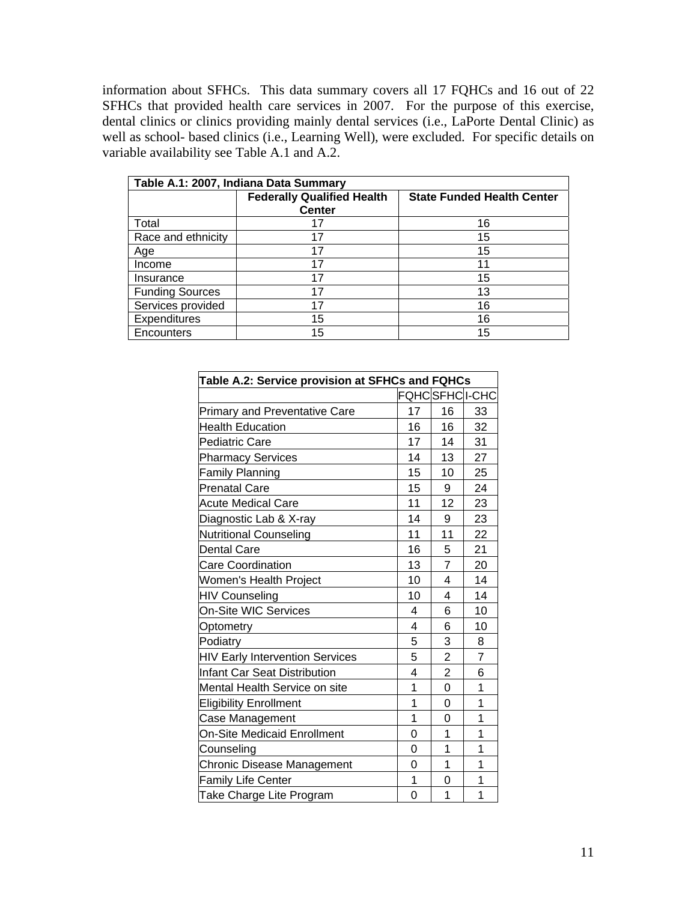information about SFHCs. This data summary covers all 17 FQHCs and 16 out of 22 SFHCs that provided health care services in 2007. For the purpose of this exercise, dental clinics or clinics providing mainly dental services (i.e., LaPorte Dental Clinic) as well as school- based clinics (i.e., Learning Well), were excluded. For specific details on variable availability see Table A.1 and A.2.

**Table A.1: 2007, Indiana Data Summary**

| | Federally Qualified Health Center | State Funded Health Center |
|---|---|---|
| Total | 17 | 16 |
| Race and ethnicity | 17 | 15 |
| Age | 17 | 15 |
| Income | 17 | 11 |
| Insurance | 17 | 15 |
| Funding Sources | 17 | 13 |
| Services provided | 17 | 16 |
| Expenditures | 15 | 16 |
| Encounters | 15 | 15 |

**Table A.2: Service provision at SFHCs and FQHCs**

| | FQHC | SFHC | I-CHC |
|---|---|---|---|
| Primary and Preventative Care | 17 | 16 | 33 |
| Health Education | 16 | 16 | 32 |
| Pediatric Care | 17 | 14 | 31 |
| Pharmacy Services | 14 | 13 | 27 |
| Family Planning | 15 | 10 | 25 |
| Prenatal Care | 15 | 9 | 24 |
| Acute Medical Care | 11 | 12 | 23 |
| Diagnostic Lab & X-ray | 14 | 9 | 23 |
| Nutritional Counseling | 11 | 11 | 22 |
| Dental Care | 16 | 5 | 21 |
| Care Coordination | 13 | 7 | 20 |
| Women's Health Project | 10 | 4 | 14 |
| HIV Counseling | 10 | 4 | 14 |
| On-Site WIC Services | 4 | 6 | 10 |
| Optometry | 4 | 6 | 10 |
| Podiatry | 5 | 3 | 8 |
| HIV Early Intervention Services | 5 | 2 | 7 |
| Infant Car Seat Distribution | 4 | 2 | 6 |
| Mental Health Service on site | 1 | 0 | 1 |
| Eligibility Enrollment | 1 | 0 | 1 |
| Case Management | 1 | 0 | 1 |
| On-Site Medicaid Enrollment | 0 | 1 | 1 |
| Counseling | 0 | 1 | 1 |
| Chronic Disease Management | 0 | 1 | 1 |
| Family Life Center | 1 | 0 | 1 |
| Take Charge Lite Program | 0 | 1 | 1 |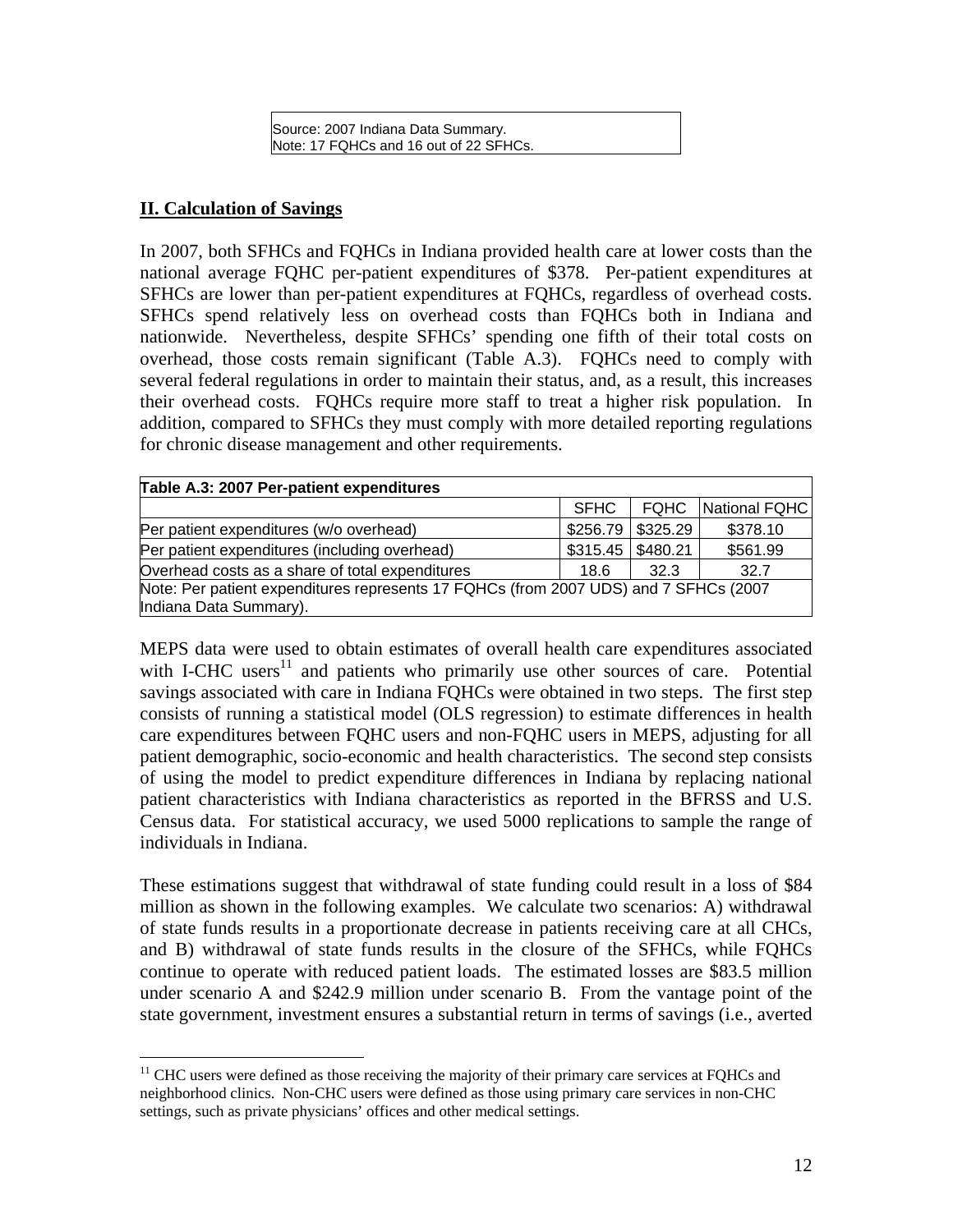Source: 2007 Indiana Data Summary.
Note: 17 FQHCs and 16 out of 22 SFHCs.

## II. Calculation of Savings

In 2007, both SFHCs and FQHCs in Indiana provided health care at lower costs than the national average FQHC per-patient expenditures of $378. Per-patient expenditures at SFHCs are lower than per-patient expenditures at FQHCs, regardless of overhead costs. SFHCs spend relatively less on overhead costs than FQHCs both in Indiana and nationwide. Nevertheless, despite SFHCs' spending one fifth of their total costs on overhead, those costs remain significant (Table A.3). FQHCs need to comply with several federal regulations in order to maintain their status, and, as a result, this increases their overhead costs. FQHCs require more staff to treat a higher risk population. In addition, compared to SFHCs they must comply with more detailed reporting regulations for chronic disease management and other requirements.

**Table A.3: 2007 Per-patient expenditures**

| | SFHC | FQHC | National FQHC |
|---|---|---|---|
| Per patient expenditures (w/o overhead) | $256.79 | $325.29 | $378.10 |
| Per patient expenditures (including overhead) | $315.45 | $480.21 | $561.99 |
| Overhead costs as a share of total expenditures | 18.6 | 32.3 | 32.7 |

Note: Per patient expenditures represents 17 FQHCs (from 2007 UDS) and 7 SFHCs (2007 Indiana Data Summary).

MEPS data were used to obtain estimates of overall health care expenditures associated with I-CHC users[11] and patients who primarily use other sources of care. Potential savings associated with care in Indiana FQHCs were obtained in two steps. The first step consists of running a statistical model (OLS regression) to estimate differences in health care expenditures between FQHC users and non-FQHC users in MEPS, adjusting for all patient demographic, socio-economic and health characteristics. The second step consists of using the model to predict expenditure differences in Indiana by replacing national patient characteristics with Indiana characteristics as reported in the BFRSS and U.S. Census data. For statistical accuracy, we used 5000 replications to sample the range of individuals in Indiana.

These estimations suggest that withdrawal of state funding could result in a loss of $84 million as shown in the following examples. We calculate two scenarios: A) withdrawal of state funds results in a proportionate decrease in patients receiving care at all CHCs, and B) withdrawal of state funds results in the closure of the SFHCs, while FQHCs continue to operate with reduced patient loads. The estimated losses are $83.5 million under scenario A and $242.9 million under scenario B. From the vantage point of the state government, investment ensures a substantial return in terms of savings (i.e., averted

[11] CHC users were defined as those receiving the majority of their primary care services at FQHCs and neighborhood clinics. Non-CHC users were defined as those using primary care services in non-CHC settings, such as private physicians' offices and other medical settings.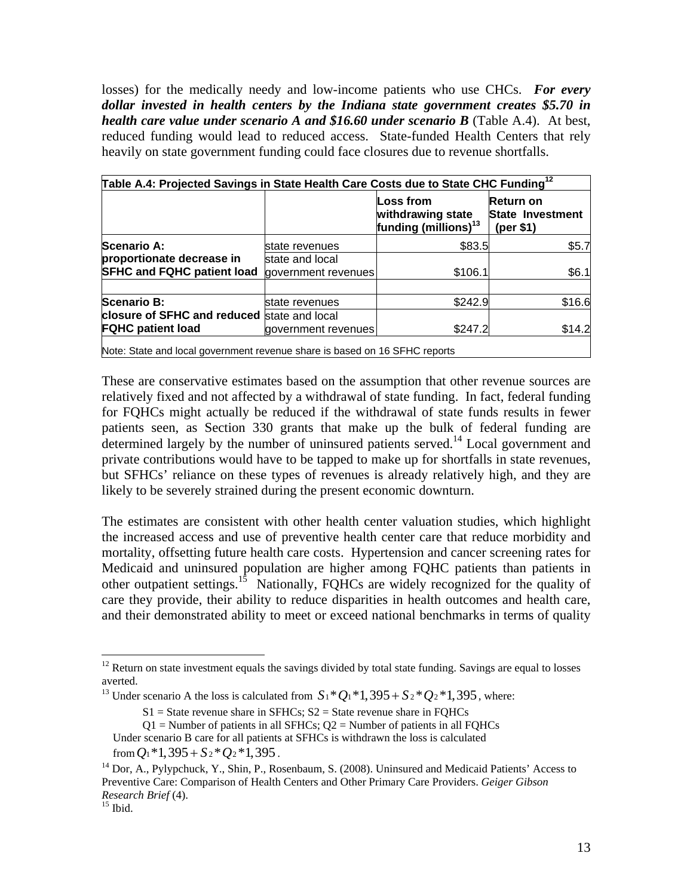losses) for the medically needy and low-income patients who use CHCs. ***For every dollar invested in health centers by the Indiana state government creates $5.70 in health care value under scenario A and $16.60 under scenario B*** (Table A.4). At best, reduced funding would lead to reduced access. State-funded Health Centers that rely heavily on state government funding could face closures due to revenue shortfalls.

**Table A.4: Projected Savings in State Health Care Costs due to State CHC Funding**[12]

| | | Loss from withdrawing state funding (millions)[13] | Return on State Investment (per $1) |
|---|---|---|---|
| **Scenario A: proportionate decrease in SFHC and FQHC patient load** | state revenues | $83.5 | $5.7 |
| | state and local government revenues | $106.1 | $6.1 |
| | | | |
| **Scenario B: closure of SFHC and reduced FQHC patient load** | state revenues | $242.9 | $16.6 |
| | state and local government revenues | $247.2 | $14.2 |

Note: State and local government revenue share is based on 16 SFHC reports

These are conservative estimates based on the assumption that other revenue sources are relatively fixed and not affected by a withdrawal of state funding. In fact, federal funding for FQHCs might actually be reduced if the withdrawal of state funds results in fewer patients seen, as Section 330 grants that make up the bulk of federal funding are determined largely by the number of uninsured patients served.[14] Local government and private contributions would have to be tapped to make up for shortfalls in state revenues, but SFHCs' reliance on these types of revenues is already relatively high, and they are likely to be severely strained during the present economic downturn.

The estimates are consistent with other health center valuation studies, which highlight the increased access and use of preventive health center care that reduce morbidity and mortality, offsetting future health care costs. Hypertension and cancer screening rates for Medicaid and uninsured population are higher among FQHC patients than patients in other outpatient settings.[15] Nationally, FQHCs are widely recognized for the quality of care they provide, their ability to reduce disparities in health outcomes and health care, and their demonstrated ability to meet or exceed national benchmarks in terms of quality

---

[12] Return on state investment equals the savings divided by total state funding. Savings are equal to losses averted.

[13] Under scenario A the loss is calculated from $S_1 * Q_1 * 1,395 + S_2 * Q_2 * 1,395$, where:

S1 = State revenue share in SFHCs; S2 = State revenue share in FQHCs

Q1 = Number of patients in all SFHCs; Q2 = Number of patients in all FQHCs

Under scenario B care for all patients at SFHCs is withdrawn the loss is calculated from $Q_1 * 1,395 + S_2 * Q_2 * 1,395$.

[14] Dor, A., Pylypchuck, Y., Shin, P., Rosenbaum, S. (2008). Uninsured and Medicaid Patients' Access to Preventive Care: Comparison of Health Centers and Other Primary Care Providers. *Geiger Gibson Research Brief* (4).

[15] Ibid.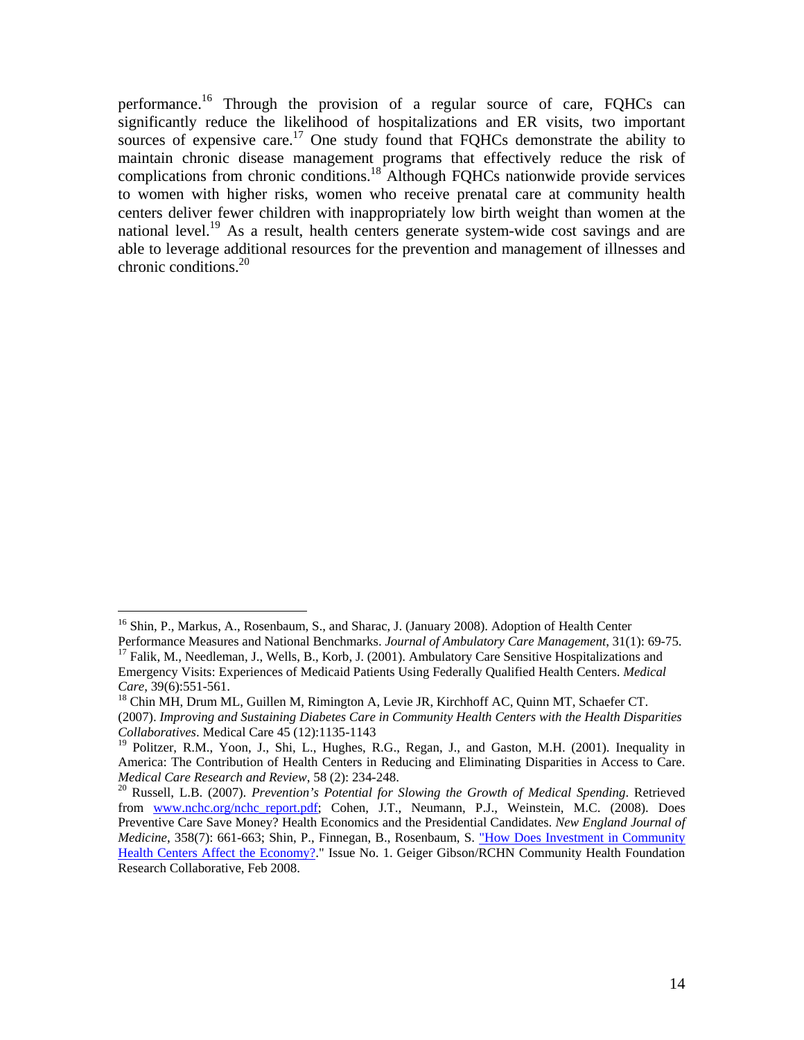performance.[16] Through the provision of a regular source of care, FQHCs can significantly reduce the likelihood of hospitalizations and ER visits, two important sources of expensive care.[17] One study found that FQHCs demonstrate the ability to maintain chronic disease management programs that effectively reduce the risk of complications from chronic conditions.[18] Although FQHCs nationwide provide services to women with higher risks, women who receive prenatal care at community health centers deliver fewer children with inappropriately low birth weight than women at the national level.[19] As a result, health centers generate system-wide cost savings and are able to leverage additional resources for the prevention and management of illnesses and chronic conditions.[20]

---

[16] Shin, P., Markus, A., Rosenbaum, S., and Sharac, J. (January 2008). Adoption of Health Center Performance Measures and National Benchmarks. *Journal of Ambulatory Care Management*, 31(1): 69-75.

[17] Falik, M., Needleman, J., Wells, B., Korb, J. (2001). Ambulatory Care Sensitive Hospitalizations and Emergency Visits: Experiences of Medicaid Patients Using Federally Qualified Health Centers. *Medical Care*, 39(6):551-561.

[18] Chin MH, Drum ML, Guillen M, Rimington A, Levie JR, Kirchhoff AC, Quinn MT, Schaefer CT. (2007). *Improving and Sustaining Diabetes Care in Community Health Centers with the Health Disparities Collaboratives*. Medical Care 45 (12):1135-1143

[19] Politzer, R.M., Yoon, J., Shi, L., Hughes, R.G., Regan, J., and Gaston, M.H. (2001). Inequality in America: The Contribution of Health Centers in Reducing and Eliminating Disparities in Access to Care. *Medical Care Research and Review*, 58 (2): 234-248.

[20] Russell, L.B. (2007). *Prevention's Potential for Slowing the Growth of Medical Spending*. Retrieved from www.nchc.org/nchc_report.pdf; Cohen, J.T., Neumann, P.J., Weinstein, M.C. (2008). Does Preventive Care Save Money? Health Economics and the Presidential Candidates. *New England Journal of Medicine*, 358(7): 661-663; Shin, P., Finnegan, B., Rosenbaum, S. "How Does Investment in Community Health Centers Affect the Economy?." Issue No. 1. Geiger Gibson/RCHN Community Health Foundation Research Collaborative, Feb 2008.